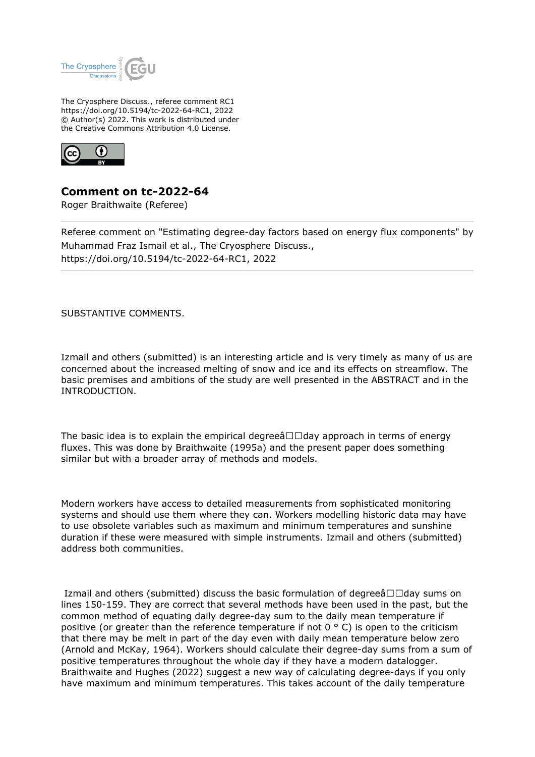The Cryosphere Discuss., referee comment RC1
https://doi.org/10.5194/tc-2022-64-RC1, 2022
© Author(s) 2022. This work is distributed under the Creative Commons Attribution 4.0 License.

# Comment on tc-2022-64

Roger Braithwaite (Referee)

Referee comment on "Estimating degree-day factors based on energy flux components" by Muhammad Fraz Ismail et al., The Cryosphere Discuss., https://doi.org/10.5194/tc-2022-64-RC1, 2022

SUBSTANTIVE COMMENTS.

Izmail and others (submitted) is an interesting article and is very timely as many of us are concerned about the increased melting of snow and ice and its effects on streamflow. The basic premises and ambitions of the study are well presented in the ABSTRACT and in the INTRODUCTION.

The basic idea is to explain the empirical degreeâ□□day approach in terms of energy fluxes. This was done by Braithwaite (1995a) and the present paper does something similar but with a broader array of methods and models.

Modern workers have access to detailed measurements from sophisticated monitoring systems and should use them where they can. Workers modelling historic data may have to use obsolete variables such as maximum and minimum temperatures and sunshine duration if these were measured with simple instruments. Izmail and others (submitted) address both communities.

Izmail and others (submitted) discuss the basic formulation of degreeâ□□day sums on lines 150-159. They are correct that several methods have been used in the past, but the common method of equating daily degree-day sum to the daily mean temperature if positive (or greater than the reference temperature if not 0 ° C) is open to the criticism that there may be melt in part of the day even with daily mean temperature below zero (Arnold and McKay, 1964). Workers should calculate their degree-day sums from a sum of positive temperatures throughout the whole day if they have a modern datalogger. Braithwaite and Hughes (2022) suggest a new way of calculating degree-days if you only have maximum and minimum temperatures. This takes account of the daily temperature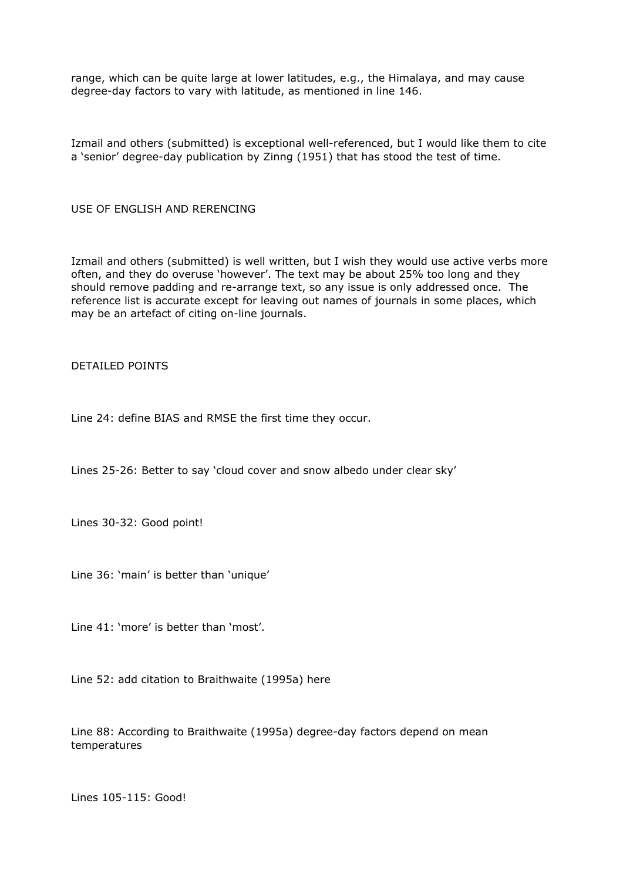range, which can be quite large at lower latitudes, e.g., the Himalaya, and may cause degree-day factors to vary with latitude, as mentioned in line 146.

Izmail and others (submitted) is exceptional well-referenced, but I would like them to cite a 'senior' degree-day publication by Zinng (1951) that has stood the test of time.

USE OF ENGLISH AND RERENCING

Izmail and others (submitted) is well written, but I wish they would use active verbs more often, and they do overuse 'however'. The text may be about 25% too long and they should remove padding and re-arrange text, so any issue is only addressed once. The reference list is accurate except for leaving out names of journals in some places, which may be an artefact of citing on-line journals.

DETAILED POINTS

Line 24: define BIAS and RMSE the first time they occur.

Lines 25-26: Better to say 'cloud cover and snow albedo under clear sky'

Lines 30-32: Good point!

Line 36: 'main' is better than 'unique'

Line 41: 'more' is better than 'most'.

Line 52: add citation to Braithwaite (1995a) here

Line 88: According to Braithwaite (1995a) degree-day factors depend on mean temperatures

Lines 105-115: Good!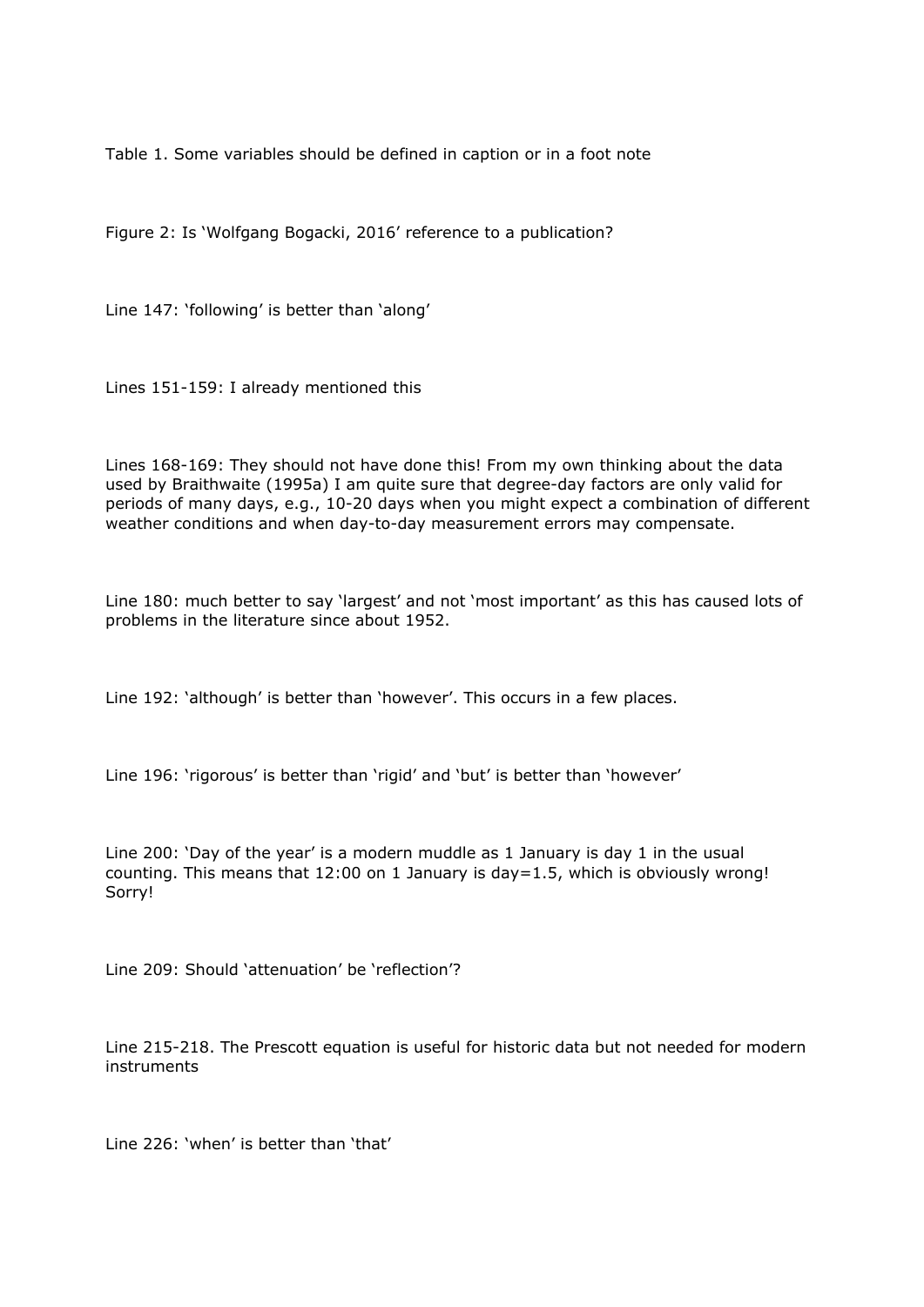Table 1. Some variables should be defined in caption or in a foot note

Figure 2: Is ‘Wolfgang Bogacki, 2016’ reference to a publication?

Line 147: ‘following’ is better than ‘along’

Lines 151-159: I already mentioned this

Lines 168-169: They should not have done this! From my own thinking about the data used by Braithwaite (1995a) I am quite sure that degree-day factors are only valid for periods of many days, e.g., 10-20 days when you might expect a combination of different weather conditions and when day-to-day measurement errors may compensate.

Line 180: much better to say ‘largest’ and not ‘most important’ as this has caused lots of problems in the literature since about 1952.

Line 192: ‘although’ is better than ‘however’. This occurs in a few places.

Line 196: ‘rigorous’ is better than ‘rigid’ and ‘but’ is better than ‘however’

Line 200: ‘Day of the year’ is a modern muddle as 1 January is day 1 in the usual counting. This means that 12:00 on 1 January is day=1.5, which is obviously wrong! Sorry!

Line 209: Should ‘attenuation’ be ‘reflection’?

Line 215-218. The Prescott equation is useful for historic data but not needed for modern instruments

Line 226: ‘when’ is better than ‘that’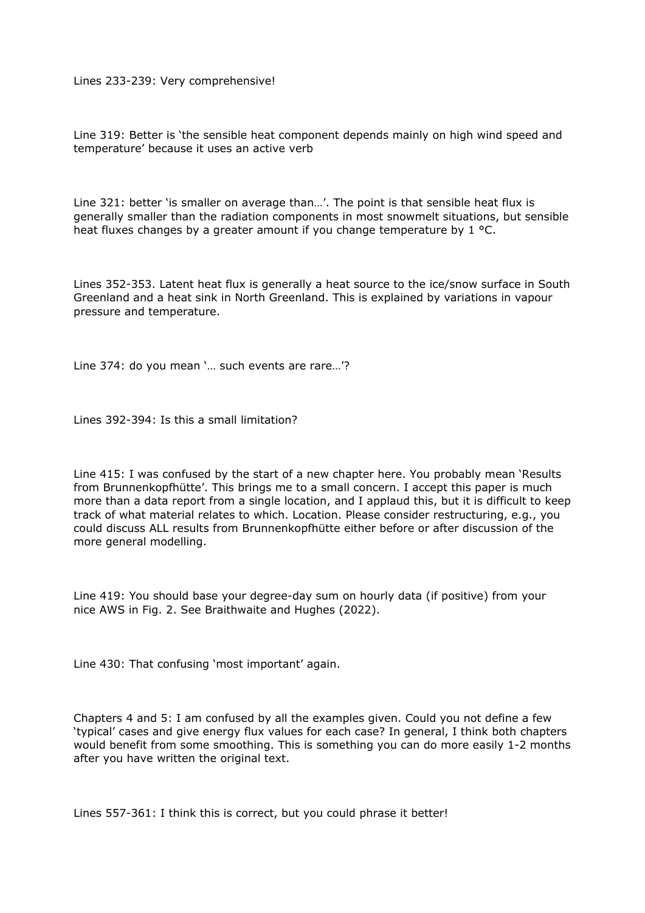Lines 233-239: Very comprehensive!

Line 319: Better is 'the sensible heat component depends mainly on high wind speed and temperature' because it uses an active verb

Line 321: better 'is smaller on average than…'. The point is that sensible heat flux is generally smaller than the radiation components in most snowmelt situations, but sensible heat fluxes changes by a greater amount if you change temperature by 1 °C.

Lines 352-353. Latent heat flux is generally a heat source to the ice/snow surface in South Greenland and a heat sink in North Greenland. This is explained by variations in vapour pressure and temperature.

Line 374: do you mean '… such events are rare…'?

Lines 392-394: Is this a small limitation?

Line 415: I was confused by the start of a new chapter here. You probably mean 'Results from Brunnenkopfhütte'. This brings me to a small concern. I accept this paper is much more than a data report from a single location, and I applaud this, but it is difficult to keep track of what material relates to which. Location. Please consider restructuring, e.g., you could discuss ALL results from Brunnenkopfhütte either before or after discussion of the more general modelling.

Line 419: You should base your degree-day sum on hourly data (if positive) from your nice AWS in Fig. 2. See Braithwaite and Hughes (2022).

Line 430: That confusing 'most important' again.

Chapters 4 and 5: I am confused by all the examples given. Could you not define a few 'typical' cases and give energy flux values for each case? In general, I think both chapters would benefit from some smoothing. This is something you can do more easily 1-2 months after you have written the original text.

Lines 557-361: I think this is correct, but you could phrase it better!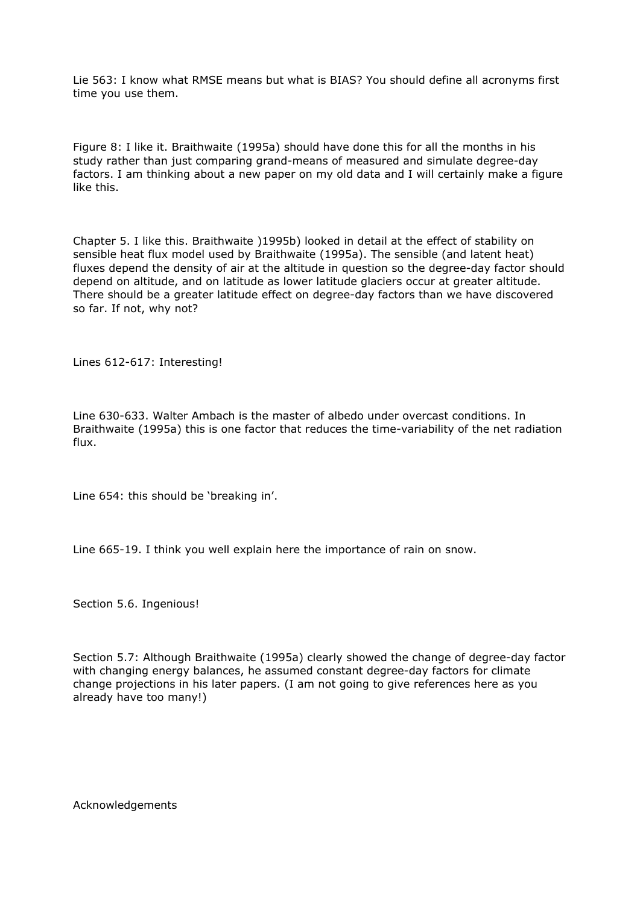Lie 563: I know what RMSE means but what is BIAS? You should define all acronyms first time you use them.

Figure 8: I like it. Braithwaite (1995a) should have done this for all the months in his study rather than just comparing grand-means of measured and simulate degree-day factors. I am thinking about a new paper on my old data and I will certainly make a figure like this.

Chapter 5. I like this. Braithwaite )1995b) looked in detail at the effect of stability on sensible heat flux model used by Braithwaite (1995a). The sensible (and latent heat) fluxes depend the density of air at the altitude in question so the degree-day factor should depend on altitude, and on latitude as lower latitude glaciers occur at greater altitude. There should be a greater latitude effect on degree-day factors than we have discovered so far. If not, why not?

Lines 612-617: Interesting!

Line 630-633. Walter Ambach is the master of albedo under overcast conditions. In Braithwaite (1995a) this is one factor that reduces the time-variability of the net radiation flux.

Line 654: this should be 'breaking in'.

Line 665-19. I think you well explain here the importance of rain on snow.

Section 5.6. Ingenious!

Section 5.7: Although Braithwaite (1995a) clearly showed the change of degree-day factor with changing energy balances, he assumed constant degree-day factors for climate change projections in his later papers. (I am not going to give references here as you already have too many!)

Acknowledgements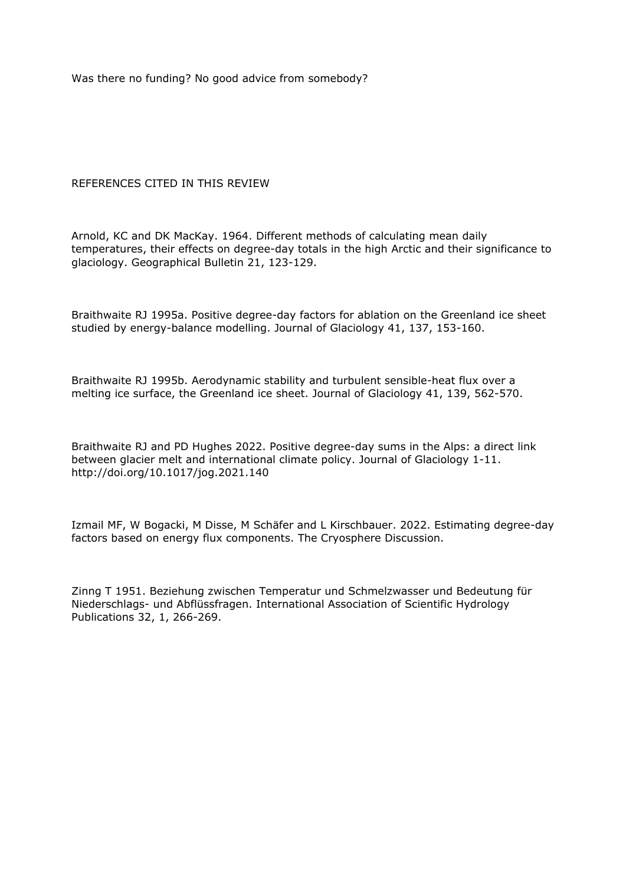Was there no funding? No good advice from somebody?

REFERENCES CITED IN THIS REVIEW

Arnold, KC and DK MacKay. 1964. Different methods of calculating mean daily temperatures, their effects on degree-day totals in the high Arctic and their significance to glaciology. Geographical Bulletin 21, 123-129.

Braithwaite RJ 1995a. Positive degree-day factors for ablation on the Greenland ice sheet studied by energy-balance modelling. Journal of Glaciology 41, 137, 153-160.

Braithwaite RJ 1995b. Aerodynamic stability and turbulent sensible-heat flux over a melting ice surface, the Greenland ice sheet. Journal of Glaciology 41, 139, 562-570.

Braithwaite RJ and PD Hughes 2022. Positive degree-day sums in the Alps: a direct link between glacier melt and international climate policy. Journal of Glaciology 1-11. http://doi.org/10.1017/jog.2021.140

Izmail MF, W Bogacki, M Disse, M Schäfer and L Kirschbauer. 2022. Estimating degree-day factors based on energy flux components. The Cryosphere Discussion.

Zinng T 1951. Beziehung zwischen Temperatur und Schmelzwasser und Bedeutung für Niederschlags- und Abflüssfragen. International Association of Scientific Hydrology Publications 32, 1, 266-269.